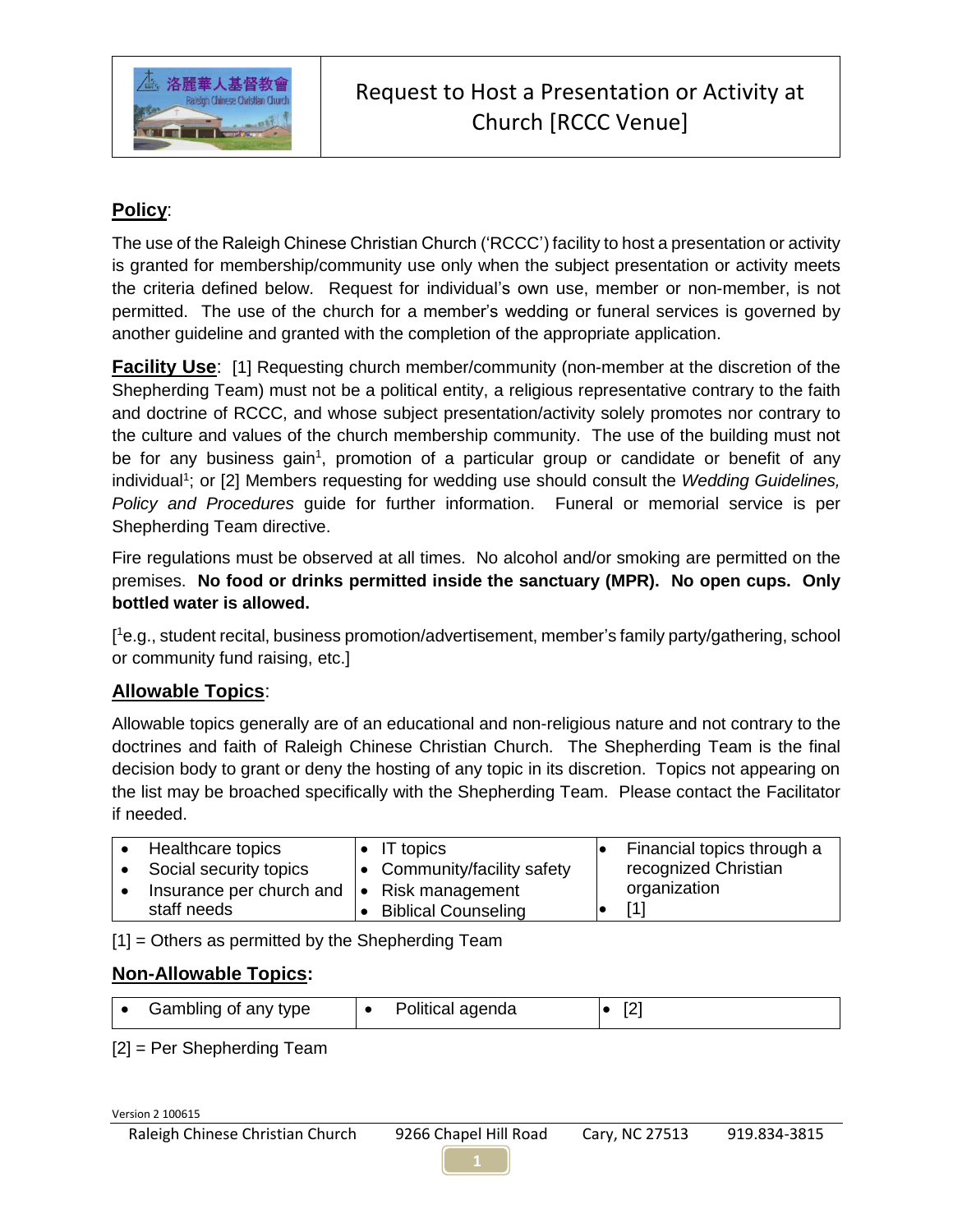# Request to Host a Presentation or Activity at Church [RCCC Venue]

**Policy**:

The use of the Raleigh Chinese Christian Church ('RCCC') facility to host a presentation or activity is granted for membership/community use only when the subject presentation or activity meets the criteria defined below. Request for individual's own use, member or non-member, is not permitted. The use of the church for a member's wedding or funeral services is governed by another guideline and granted with the completion of the appropriate application.

**Facility Use**: [1] Requesting church member/community (non-member at the discretion of the Shepherding Team) must not be a political entity, a religious representative contrary to the faith and doctrine of RCCC, and whose subject presentation/activity solely promotes nor contrary to the culture and values of the church membership community. The use of the building must not be for any business gain[1], promotion of a particular group or candidate or benefit of any individual[1]; or [2] Members requesting for wedding use should consult the *Wedding Guidelines, Policy and Procedures* guide for further information. Funeral or memorial service is per Shepherding Team directive.

Fire regulations must be observed at all times. No alcohol and/or smoking are permitted on the premises. **No food or drinks permitted inside the sanctuary (MPR). No open cups. Only bottled water is allowed.**

[[1]e.g., student recital, business promotion/advertisement, member's family party/gathering, school or community fund raising, etc.]

**Allowable Topics**:

Allowable topics generally are of an educational and non-religious nature and not contrary to the doctrines and faith of Raleigh Chinese Christian Church. The Shepherding Team is the final decision body to grant or deny the hosting of any topic in its discretion. Topics not appearing on the list may be broached specifically with the Shepherding Team. Please contact the Facilitator if needed.

| | | |
|---|---|---|
| • Healthcare topics<br>• Social security topics<br>• Insurance per church and staff needs | • IT topics<br>• Community/facility safety<br>• Risk management<br>• Biblical Counseling | • Financial topics through a recognized Christian organization<br>• [1] |

[1] = Others as permitted by the Shepherding Team

**Non-Allowable Topics:**

| | | |
|---|---|---|
| • Gambling of any type | • Political agenda | • [2] |

[2] = Per Shepherding Team

Version 2 100615

Raleigh Chinese Christian Church 9266 Chapel Hill Road Cary, NC 27513 919.834-3815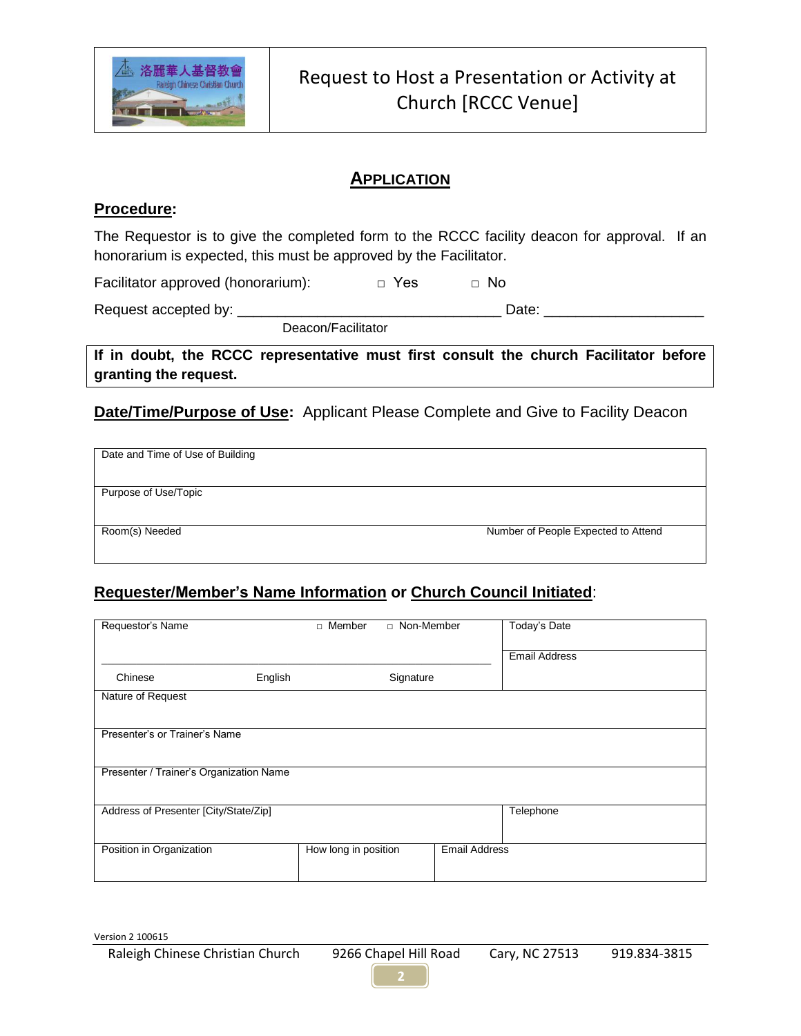| 洛麗華人基督教會 Raleigh Chinese Christian Church | Request to Host a Presentation or Activity at Church [RCCC Venue] |
|---|---|

## APPLICATION

### Procedure:

The Requestor is to give the completed form to the RCCC facility deacon for approval. If an honorarium is expected, this must be approved by the Facilitator.

Facilitator approved (honorarium): □ Yes □ No

Request accepted by: ________________________________ Date: ____________________

Deacon/Facilitator

**If in doubt, the RCCC representative must first consult the church Facilitator before granting the request.**

### Date/Time/Purpose of Use: Applicant Please Complete and Give to Facility Deacon

| Date and Time of Use of Building | |
|---|---|
| Purpose of Use/Topic | |
| Room(s) Needed | Number of People Expected to Attend |

### Requester/Member's Name Information or Church Council Initiated:

| Requestor's Name | | □ Member □ Non-Member | | Today's Date |
|---|---|---|---|---|
| Chinese | English | Signature | | Email Address |
| Nature of Request | | | | |
| Presenter's or Trainer's Name | | | | |
| Presenter / Trainer's Organization Name | | | | |
| Address of Presenter [City/State/Zip] | | | | Telephone |
| Position in Organization | How long in position | Email Address | | |

Version 2 100615

Raleigh Chinese Christian Church 9266 Chapel Hill Road Cary, NC 27513 919.834-3815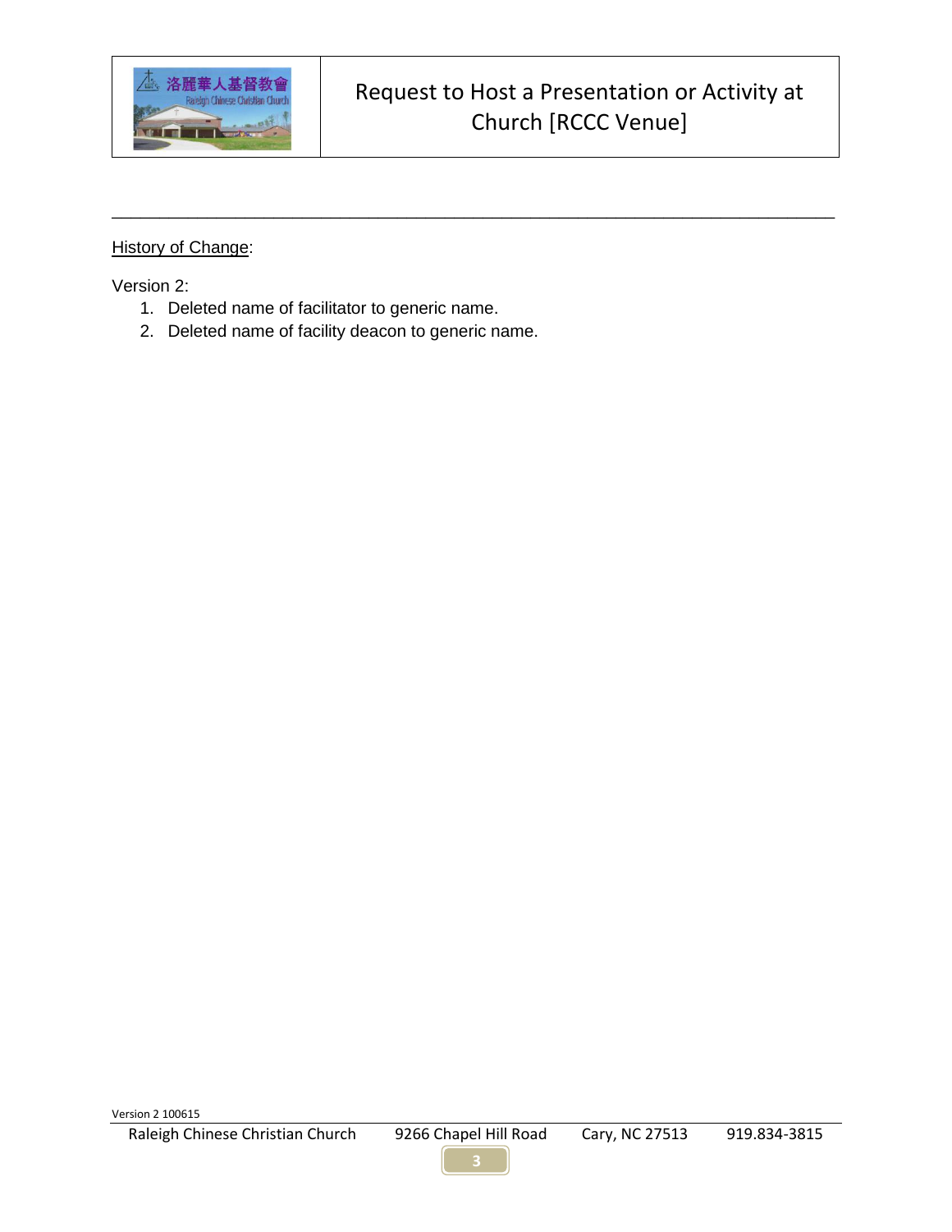History of Change:

Version 2:

1. Deleted name of facilitator to generic name.
2. Deleted name of facility deacon to generic name.